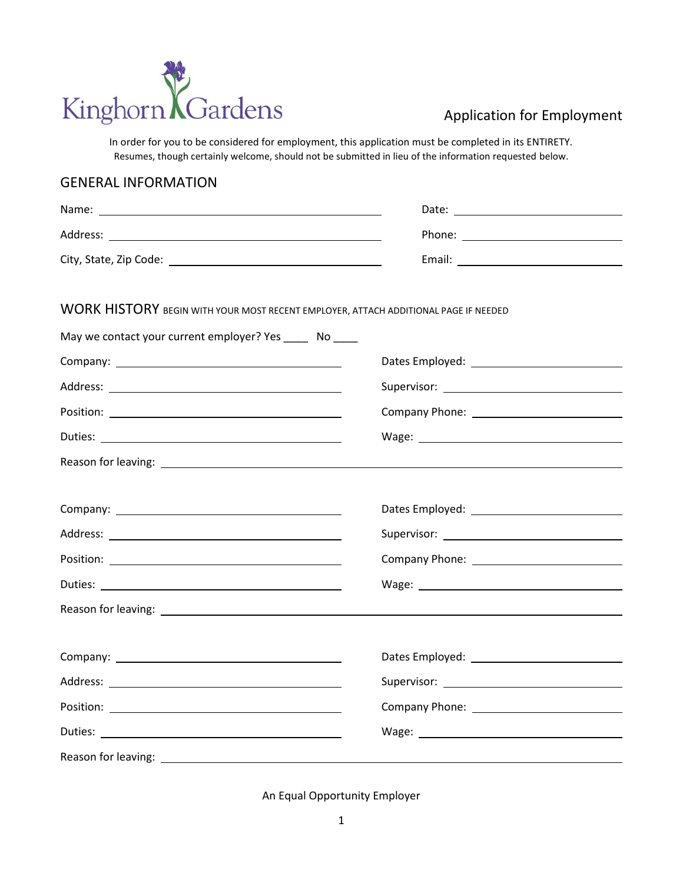Kinghorn Gardens

# Application for Employment

In order for you to be considered for employment, this application must be completed in its ENTIRETY.
Resumes, though certainly welcome, should not be submitted in lieu of the information requested below.

## GENERAL INFORMATION

Name: ______________________________ Date: ______________________

Address: ______________________________ Phone: ______________________

City, State, Zip Code: ______________________________ Email: ______________________

## WORK HISTORY BEGIN WITH YOUR MOST RECENT EMPLOYER, ATTACH ADDITIONAL PAGE IF NEEDED

May we contact your current employer? Yes ____ No ____

Company: ______________________________ Dates Employed: ______________________

Address: ______________________________ Supervisor: ______________________

Position: ______________________________ Company Phone: ______________________

Duties: ______________________________ Wage: ______________________

Reason for leaving: ______________________________________________________________

Company: ______________________________ Dates Employed: ______________________

Address: ______________________________ Supervisor: ______________________

Position: ______________________________ Company Phone: ______________________

Duties: ______________________________ Wage: ______________________

Reason for leaving: ______________________________________________________________

Company: ______________________________ Dates Employed: ______________________

Address: ______________________________ Supervisor: ______________________

Position: ______________________________ Company Phone: ______________________

Duties: ______________________________ Wage: ______________________

Reason for leaving: ______________________________________________________________

An Equal Opportunity Employer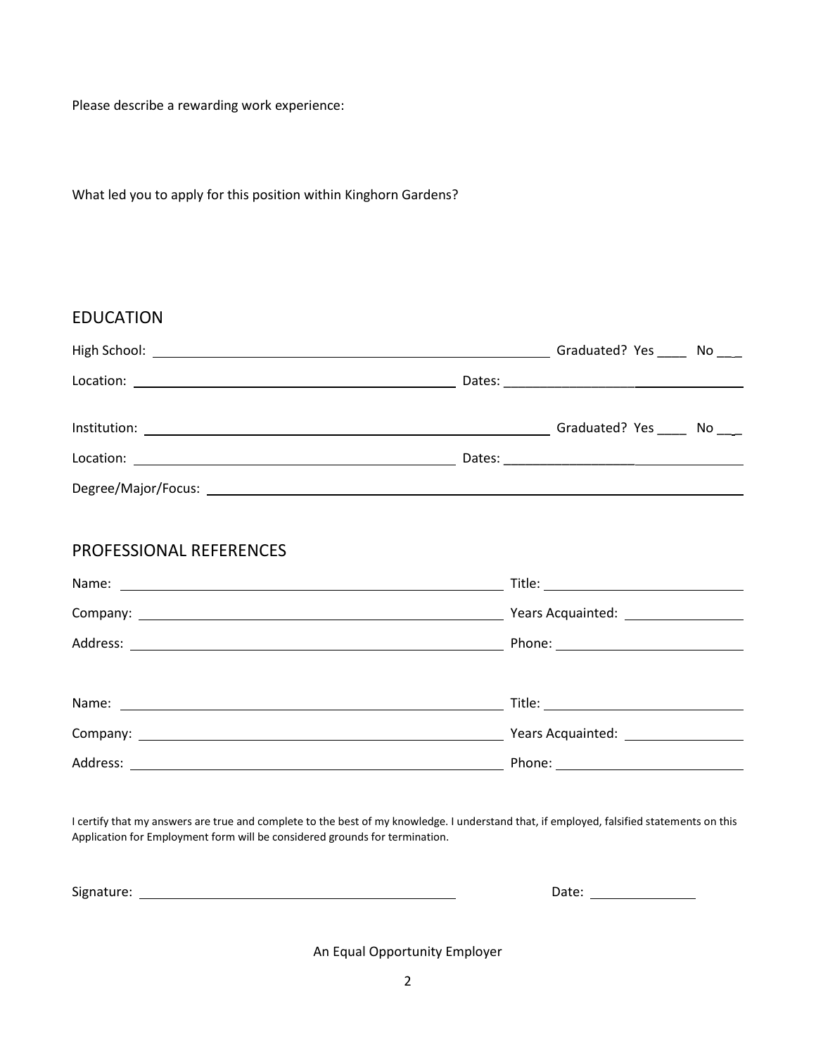Please describe a rewarding work experience:

What led you to apply for this position within Kinghorn Gardens?

## EDUCATION

High School: ______________________________ Graduated? Yes ____ No ___

Location: ______________________________ Dates: ______________________________

Institution: ______________________________ Graduated? Yes ____ No ___

Location: ______________________________ Dates: ______________________________

Degree/Major/Focus: ______________________________

## PROFESSIONAL REFERENCES

Name: ______________________________ Title: ______________________________

Company: ______________________________ Years Acquainted: ______________________________

Address: ______________________________ Phone: ______________________________

Name: ______________________________ Title: ______________________________

Company: ______________________________ Years Acquainted: ______________________________

Address: ______________________________ Phone: ______________________________

I certify that my answers are true and complete to the best of my knowledge. I understand that, if employed, falsified statements on this Application for Employment form will be considered grounds for termination.

Signature: ______________________________ Date: ______________

An Equal Opportunity Employer